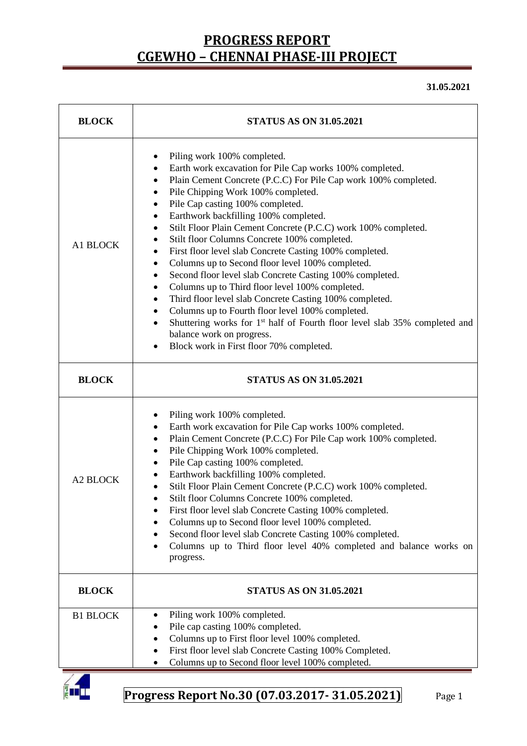# PROGRESS REPORT
# CGEWHO – CHENNAI PHASE-III PROJECT

**31.05.2021**

| BLOCK | STATUS AS ON 31.05.2021 |
|---|---|
| A1 BLOCK | • Piling work 100% completed.<br>• Earth work excavation for Pile Cap works 100% completed.<br>• Plain Cement Concrete (P.C.C) For Pile Cap work 100% completed.<br>• Pile Chipping Work 100% completed.<br>• Pile Cap casting 100% completed.<br>• Earthwork backfilling 100% completed.<br>• Stilt Floor Plain Cement Concrete (P.C.C) work 100% completed.<br>• Stilt floor Columns Concrete 100% completed.<br>• First floor level slab Concrete Casting 100% completed.<br>• Columns up to Second floor level 100% completed.<br>• Second floor level slab Concrete Casting 100% completed.<br>• Columns up to Third floor level 100% completed.<br>• Third floor level slab Concrete Casting 100% completed.<br>• Columns up to Fourth floor level 100% completed.<br>• Shuttering works for 1st half of Fourth floor level slab 35% completed and balance work on progress.<br>• Block work in First floor 70% completed. |
| **BLOCK** | **STATUS AS ON 31.05.2021** |
| A2 BLOCK | • Piling work 100% completed.<br>• Earth work excavation for Pile Cap works 100% completed.<br>• Plain Cement Concrete (P.C.C) For Pile Cap work 100% completed.<br>• Pile Chipping Work 100% completed.<br>• Pile Cap casting 100% completed.<br>• Earthwork backfilling 100% completed.<br>• Stilt Floor Plain Cement Concrete (P.C.C) work 100% completed.<br>• Stilt floor Columns Concrete 100% completed.<br>• First floor level slab Concrete Casting 100% completed.<br>• Columns up to Second floor level 100% completed.<br>• Second floor level slab Concrete Casting 100% completed.<br>• Columns up to Third floor level 40% completed and balance works on progress. |
| **BLOCK** | **STATUS AS ON 31.05.2021** |
| B1 BLOCK | • Piling work 100% completed.<br>• Pile cap casting 100% completed.<br>• Columns up to First floor level 100% completed.<br>• First floor level slab Concrete Casting 100% Completed.<br>• Columns up to Second floor level 100% completed. |

**Progress Report No.30 (07.03.2017- 31.05.2021)**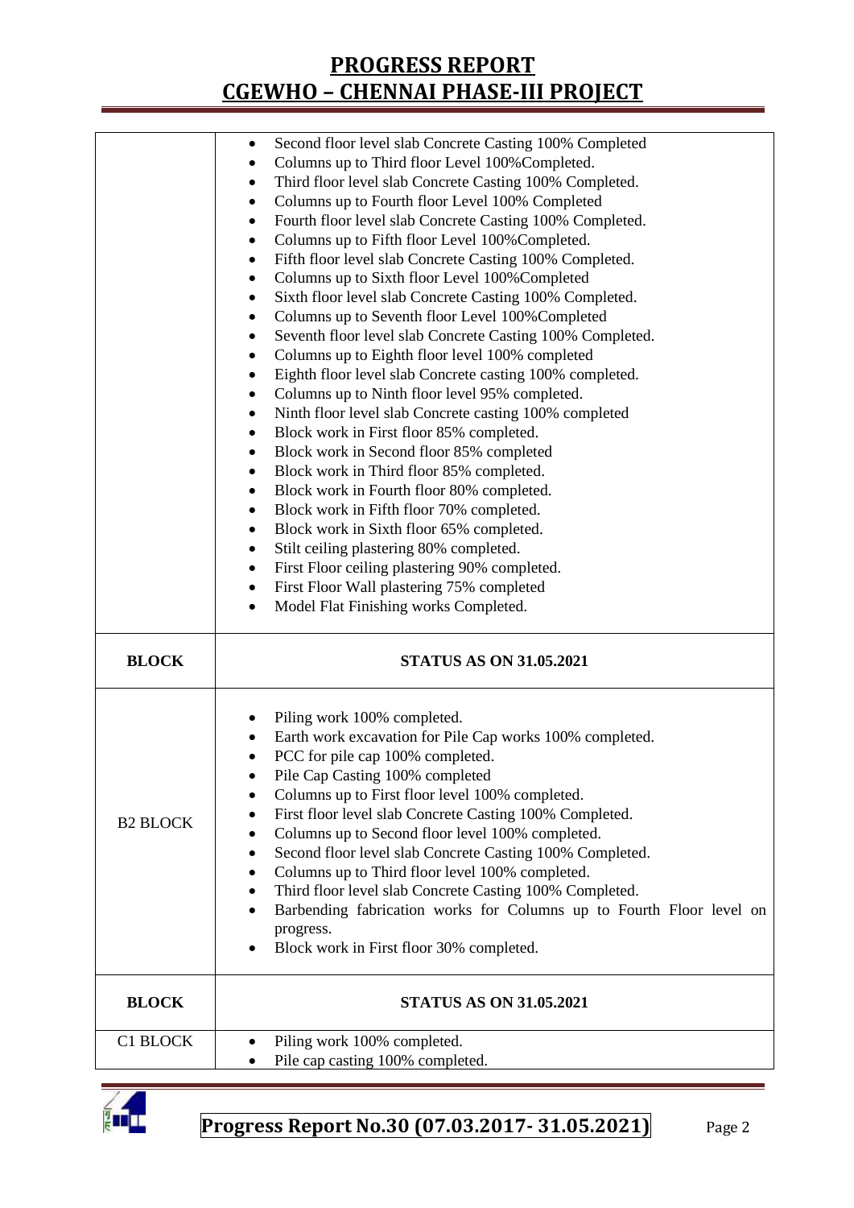| BLOCK | STATUS AS ON 31.05.2021 |
|---|---|
| | • Second floor level slab Concrete Casting 100% Completed<br>• Columns up to Third floor Level 100%Completed.<br>• Third floor level slab Concrete Casting 100% Completed.<br>• Columns up to Fourth floor Level 100% Completed<br>• Fourth floor level slab Concrete Casting 100% Completed.<br>• Columns up to Fifth floor Level 100%Completed.<br>• Fifth floor level slab Concrete Casting 100% Completed.<br>• Columns up to Sixth floor Level 100%Completed<br>• Sixth floor level slab Concrete Casting 100% Completed.<br>• Columns up to Seventh floor Level 100%Completed<br>• Seventh floor level slab Concrete Casting 100% Completed.<br>• Columns up to Eighth floor level 100% completed<br>• Eighth floor level slab Concrete casting 100% completed.<br>• Columns up to Ninth floor level 95% completed.<br>• Ninth floor level slab Concrete casting 100% completed<br>• Block work in First floor 85% completed.<br>• Block work in Second floor 85% completed<br>• Block work in Third floor 85% completed.<br>• Block work in Fourth floor 80% completed.<br>• Block work in Fifth floor 70% completed.<br>• Block work in Sixth floor 65% completed.<br>• Stilt ceiling plastering 80% completed.<br>• First Floor ceiling plastering 90% completed.<br>• First Floor Wall plastering 75% completed<br>• Model Flat Finishing works Completed. |
| **BLOCK** | **STATUS AS ON 31.05.2021** |
| B2 BLOCK | • Piling work 100% completed.<br>• Earth work excavation for Pile Cap works 100% completed.<br>• PCC for pile cap 100% completed.<br>• Pile Cap Casting 100% completed<br>• Columns up to First floor level 100% completed.<br>• First floor level slab Concrete Casting 100% Completed.<br>• Columns up to Second floor level 100% completed.<br>• Second floor level slab Concrete Casting 100% Completed.<br>• Columns up to Third floor level 100% completed.<br>• Third floor level slab Concrete Casting 100% Completed.<br>• Barbending fabrication works for Columns up to Fourth Floor level on progress.<br>• Block work in First floor 30% completed. |
| **BLOCK** | **STATUS AS ON 31.05.2021** |
| C1 BLOCK | • Piling work 100% completed.<br>• Pile cap casting 100% completed. |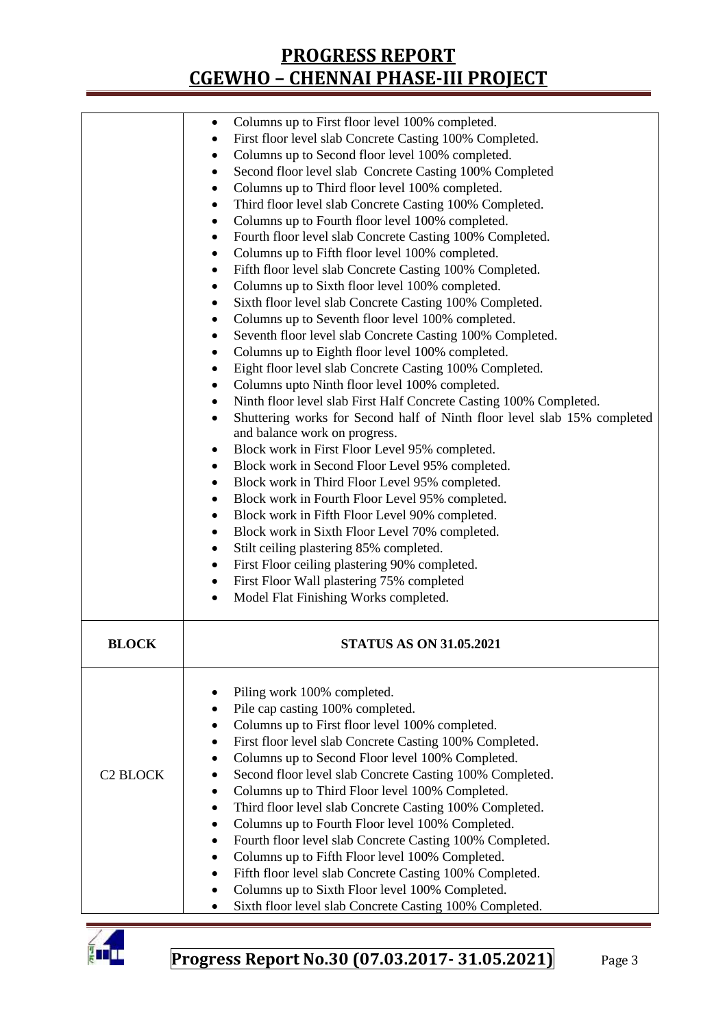| | |
|---|---|
| | • Columns up to First floor level 100% completed.<br>• First floor level slab Concrete Casting 100% Completed.<br>• Columns up to Second floor level 100% completed.<br>• Second floor level slab Concrete Casting 100% Completed<br>• Columns up to Third floor level 100% completed.<br>• Third floor level slab Concrete Casting 100% Completed.<br>• Columns up to Fourth floor level 100% completed.<br>• Fourth floor level slab Concrete Casting 100% Completed.<br>• Columns up to Fifth floor level 100% completed.<br>• Fifth floor level slab Concrete Casting 100% Completed.<br>• Columns up to Sixth floor level 100% completed.<br>• Sixth floor level slab Concrete Casting 100% Completed.<br>• Columns up to Seventh floor level 100% completed.<br>• Seventh floor level slab Concrete Casting 100% Completed.<br>• Columns up to Eighth floor level 100% completed.<br>• Eight floor level slab Concrete Casting 100% Completed.<br>• Columns upto Ninth floor level 100% completed.<br>• Ninth floor level slab First Half Concrete Casting 100% Completed.<br>• Shuttering works for Second half of Ninth floor level slab 15% completed and balance work on progress.<br>• Block work in First Floor Level 95% completed.<br>• Block work in Second Floor Level 95% completed.<br>• Block work in Third Floor Level 95% completed.<br>• Block work in Fourth Floor Level 95% completed.<br>• Block work in Fifth Floor Level 90% completed.<br>• Block work in Sixth Floor Level 70% completed.<br>• Stilt ceiling plastering 85% completed.<br>• First Floor ceiling plastering 90% completed.<br>• First Floor Wall plastering 75% completed<br>• Model Flat Finishing Works completed. |
| **BLOCK** | **STATUS AS ON 31.05.2021** |
| C2 BLOCK | • Piling work 100% completed.<br>• Pile cap casting 100% completed.<br>• Columns up to First floor level 100% completed.<br>• First floor level slab Concrete Casting 100% Completed.<br>• Columns up to Second Floor level 100% Completed.<br>• Second floor level slab Concrete Casting 100% Completed.<br>• Columns up to Third Floor level 100% Completed.<br>• Third floor level slab Concrete Casting 100% Completed.<br>• Columns up to Fourth Floor level 100% Completed.<br>• Fourth floor level slab Concrete Casting 100% Completed.<br>• Columns up to Fifth Floor level 100% Completed.<br>• Fifth floor level slab Concrete Casting 100% Completed.<br>• Columns up to Sixth Floor level 100% Completed.<br>• Sixth floor level slab Concrete Casting 100% Completed. |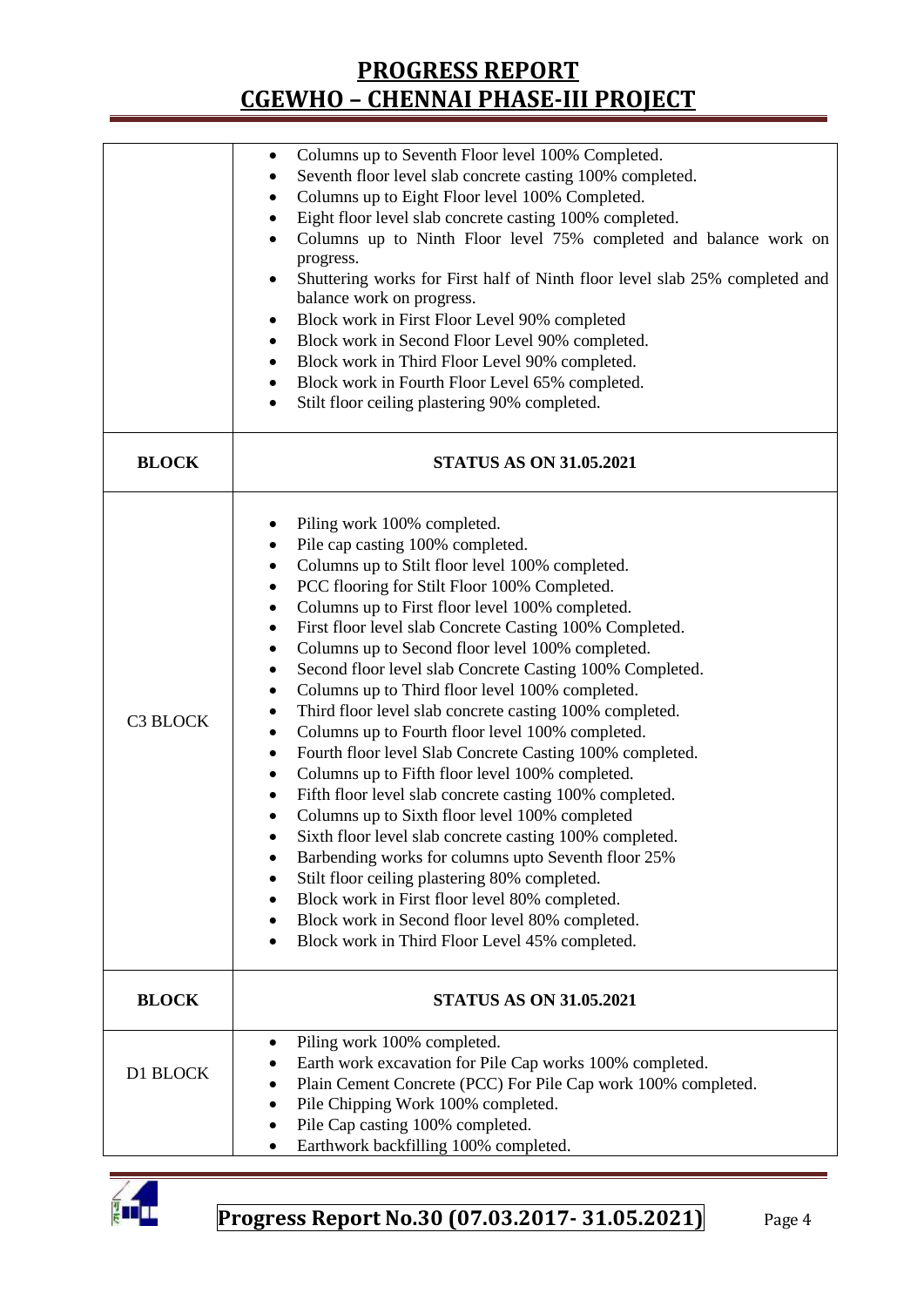| | |
|---|---|
| | • Columns up to Seventh Floor level 100% Completed.<br>• Seventh floor level slab concrete casting 100% completed.<br>• Columns up to Eight Floor level 100% Completed.<br>• Eight floor level slab concrete casting 100% completed.<br>• Columns up to Ninth Floor level 75% completed and balance work on progress.<br>• Shuttering works for First half of Ninth floor level slab 25% completed and balance work on progress.<br>• Block work in First Floor Level 90% completed<br>• Block work in Second Floor Level 90% completed.<br>• Block work in Third Floor Level 90% completed.<br>• Block work in Fourth Floor Level 65% completed.<br>• Stilt floor ceiling plastering 90% completed. |
| **BLOCK** | **STATUS AS ON 31.05.2021** |
| C3 BLOCK | • Piling work 100% completed.<br>• Pile cap casting 100% completed.<br>• Columns up to Stilt floor level 100% completed.<br>• PCC flooring for Stilt Floor 100% Completed.<br>• Columns up to First floor level 100% completed.<br>• First floor level slab Concrete Casting 100% Completed.<br>• Columns up to Second floor level 100% completed.<br>• Second floor level slab Concrete Casting 100% Completed.<br>• Columns up to Third floor level 100% completed.<br>• Third floor level slab concrete casting 100% completed.<br>• Columns up to Fourth floor level 100% completed.<br>• Fourth floor level Slab Concrete Casting 100% completed.<br>• Columns up to Fifth floor level 100% completed.<br>• Fifth floor level slab concrete casting 100% completed.<br>• Columns up to Sixth floor level 100% completed<br>• Sixth floor level slab concrete casting 100% completed.<br>• Barbending works for columns upto Seventh floor 25%<br>• Stilt floor ceiling plastering 80% completed.<br>• Block work in First floor level 80% completed.<br>• Block work in Second floor level 80% completed.<br>• Block work in Third Floor Level 45% completed. |
| **BLOCK** | **STATUS AS ON 31.05.2021** |
| D1 BLOCK | • Piling work 100% completed.<br>• Earth work excavation for Pile Cap works 100% completed.<br>• Plain Cement Concrete (PCC) For Pile Cap work 100% completed.<br>• Pile Chipping Work 100% completed.<br>• Pile Cap casting 100% completed.<br>• Earthwork backfilling 100% completed. |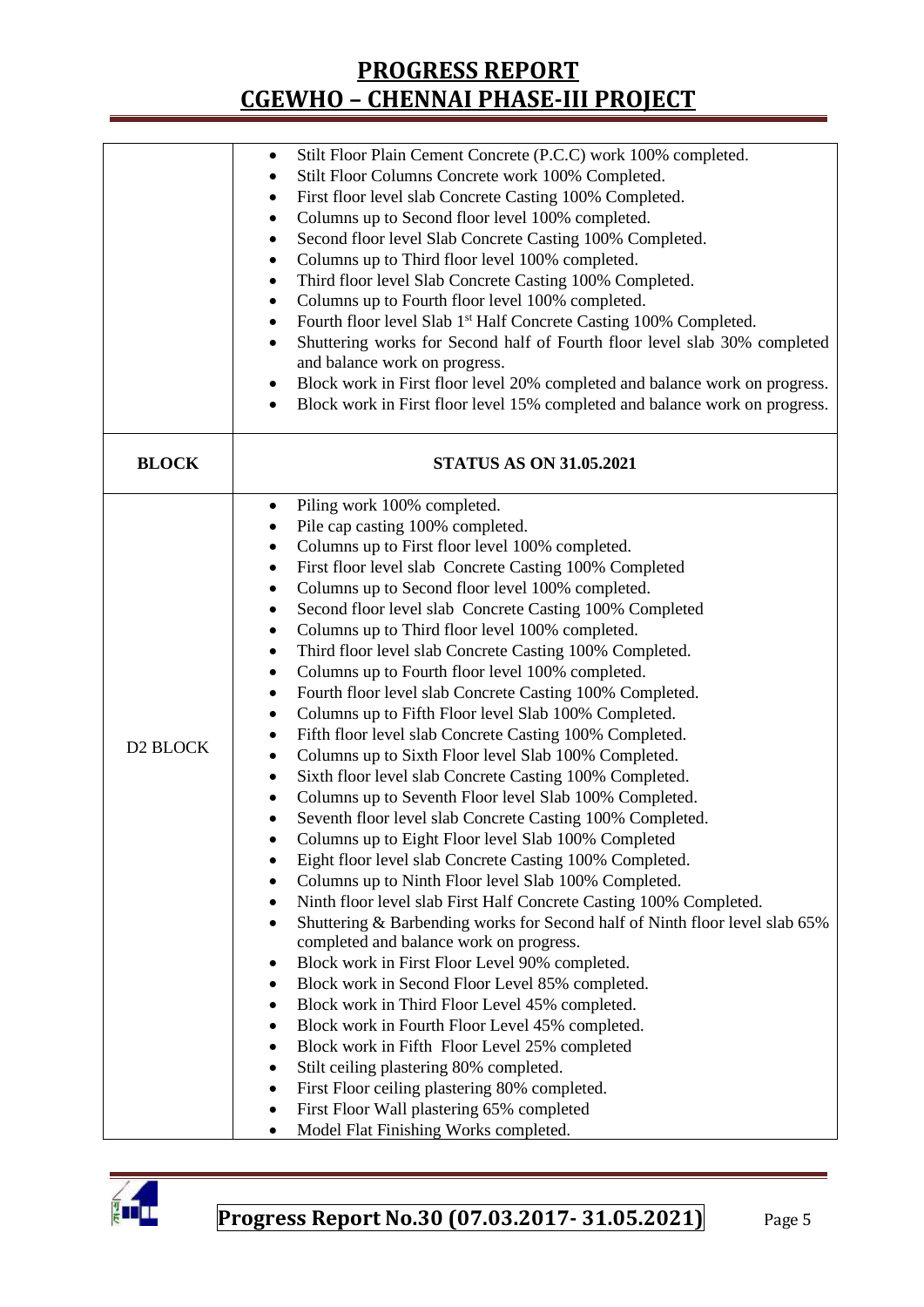| | |
|---|---|
| | • Stilt Floor Plain Cement Concrete (P.C.C) work 100% completed.<br>• Stilt Floor Columns Concrete work 100% Completed.<br>• First floor level slab Concrete Casting 100% Completed.<br>• Columns up to Second floor level 100% completed.<br>• Second floor level Slab Concrete Casting 100% Completed.<br>• Columns up to Third floor level 100% completed.<br>• Third floor level Slab Concrete Casting 100% Completed.<br>• Columns up to Fourth floor level 100% completed.<br>• Fourth floor level Slab 1st Half Concrete Casting 100% Completed.<br>• Shuttering works for Second half of Fourth floor level slab 30% completed and balance work on progress.<br>• Block work in First floor level 20% completed and balance work on progress.<br>• Block work in First floor level 15% completed and balance work on progress. |
| **BLOCK** | **STATUS AS ON 31.05.2021** |
| D2 BLOCK | • Piling work 100% completed.<br>• Pile cap casting 100% completed.<br>• Columns up to First floor level 100% completed.<br>• First floor level slab Concrete Casting 100% Completed<br>• Columns up to Second floor level 100% completed.<br>• Second floor level slab Concrete Casting 100% Completed<br>• Columns up to Third floor level 100% completed.<br>• Third floor level slab Concrete Casting 100% Completed.<br>• Columns up to Fourth floor level 100% completed.<br>• Fourth floor level slab Concrete Casting 100% Completed.<br>• Columns up to Fifth Floor level Slab 100% Completed.<br>• Fifth floor level slab Concrete Casting 100% Completed.<br>• Columns up to Sixth Floor level Slab 100% Completed.<br>• Sixth floor level slab Concrete Casting 100% Completed.<br>• Columns up to Seventh Floor level Slab 100% Completed.<br>• Seventh floor level slab Concrete Casting 100% Completed.<br>• Columns up to Eight Floor level Slab 100% Completed<br>• Eight floor level slab Concrete Casting 100% Completed.<br>• Columns up to Ninth Floor level Slab 100% Completed.<br>• Ninth floor level slab First Half Concrete Casting 100% Completed.<br>• Shuttering & Barbending works for Second half of Ninth floor level slab 65% completed and balance work on progress.<br>• Block work in First Floor Level 90% completed.<br>• Block work in Second Floor Level 85% completed.<br>• Block work in Third Floor Level 45% completed.<br>• Block work in Fourth Floor Level 45% completed.<br>• Block work in Fifth Floor Level 25% completed<br>• Stilt ceiling plastering 80% completed.<br>• First Floor ceiling plastering 80% completed.<br>• First Floor Wall plastering 65% completed<br>• Model Flat Finishing Works completed. |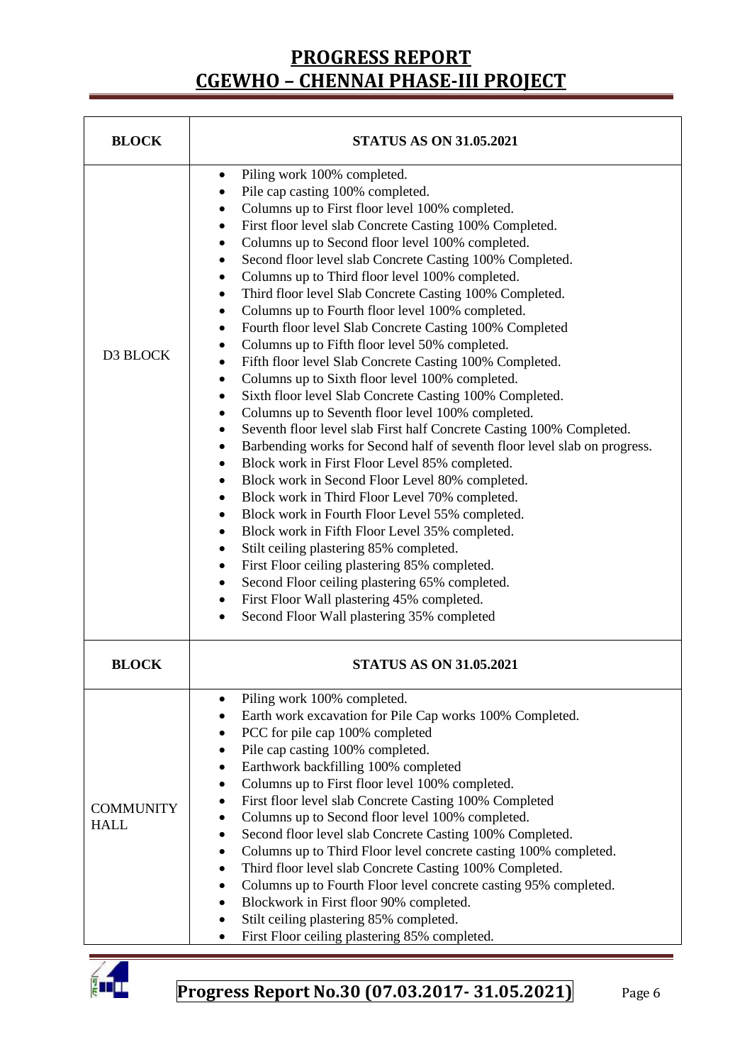# PROGRESS REPORT
# CGEWHO – CHENNAI PHASE-III PROJECT

| BLOCK | STATUS AS ON 31.05.2021 |
|---|---|
| D3 BLOCK | • Piling work 100% completed.<br>• Pile cap casting 100% completed.<br>• Columns up to First floor level 100% completed.<br>• First floor level slab Concrete Casting 100% Completed.<br>• Columns up to Second floor level 100% completed.<br>• Second floor level slab Concrete Casting 100% Completed.<br>• Columns up to Third floor level 100% completed.<br>• Third floor level Slab Concrete Casting 100% Completed.<br>• Columns up to Fourth floor level 100% completed.<br>• Fourth floor level Slab Concrete Casting 100% Completed<br>• Columns up to Fifth floor level 50% completed.<br>• Fifth floor level Slab Concrete Casting 100% Completed.<br>• Columns up to Sixth floor level 100% completed.<br>• Sixth floor level Slab Concrete Casting 100% Completed.<br>• Columns up to Seventh floor level 100% completed.<br>• Seventh floor level slab First half Concrete Casting 100% Completed.<br>• Barbending works for Second half of seventh floor level slab on progress.<br>• Block work in First Floor Level 85% completed.<br>• Block work in Second Floor Level 80% completed.<br>• Block work in Third Floor Level 70% completed.<br>• Block work in Fourth Floor Level 55% completed.<br>• Block work in Fifth Floor Level 35% completed.<br>• Stilt ceiling plastering 85% completed.<br>• First Floor ceiling plastering 85% completed.<br>• Second Floor ceiling plastering 65% completed.<br>• First Floor Wall plastering 45% completed.<br>• Second Floor Wall plastering 35% completed |
| **BLOCK** | **STATUS AS ON 31.05.2021** |
| COMMUNITY HALL | • Piling work 100% completed.<br>• Earth work excavation for Pile Cap works 100% Completed.<br>• PCC for pile cap 100% completed<br>• Pile cap casting 100% completed.<br>• Earthwork backfilling 100% completed<br>• Columns up to First floor level 100% completed.<br>• First floor level slab Concrete Casting 100% Completed<br>• Columns up to Second floor level 100% completed.<br>• Second floor level slab Concrete Casting 100% Completed.<br>• Columns up to Third Floor level concrete casting 100% completed.<br>• Third floor level slab Concrete Casting 100% Completed.<br>• Columns up to Fourth Floor level concrete casting 95% completed.<br>• Blockwork in First floor 90% completed.<br>• Stilt ceiling plastering 85% completed.<br>• First Floor ceiling plastering 85% completed. |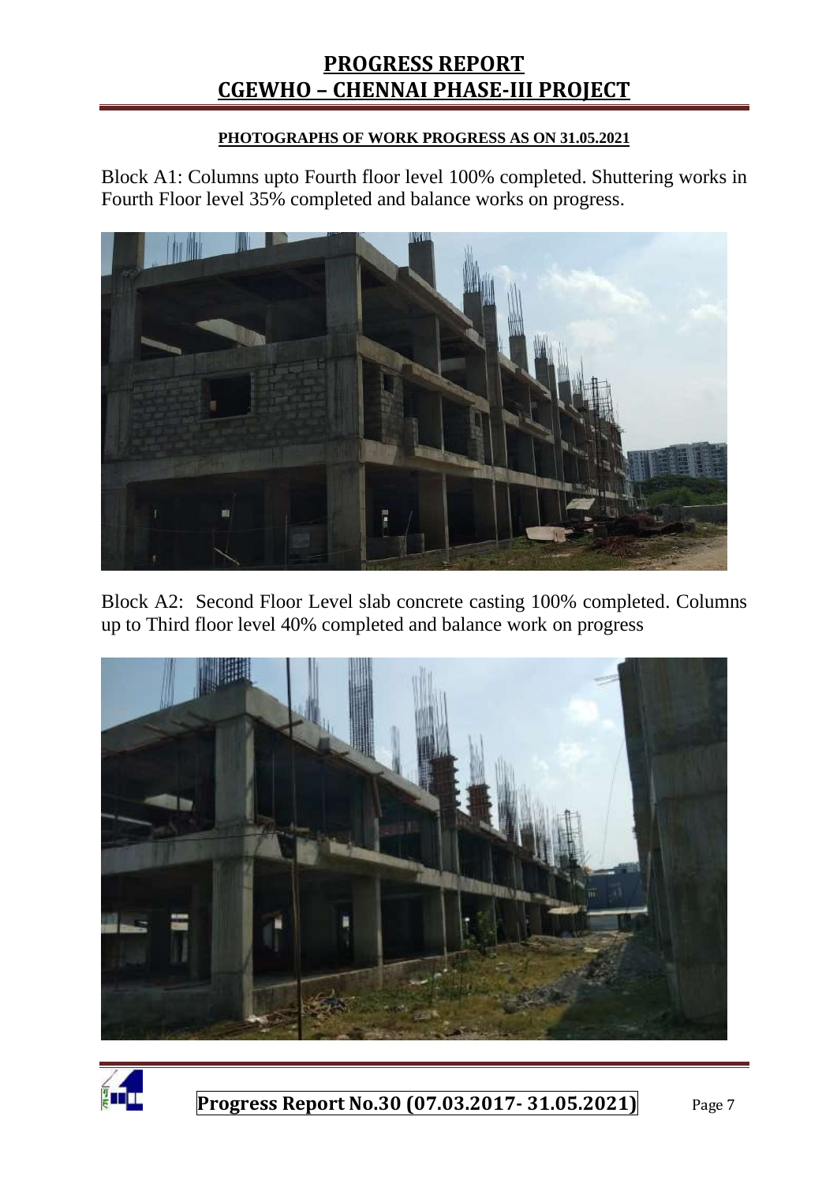**PHOTOGRAPHS OF WORK PROGRESS AS ON 31.05.2021**

Block A1: Columns upto Fourth floor level 100% completed. Shuttering works in Fourth Floor level 35% completed and balance works on progress.

Block A2: Second Floor Level slab concrete casting 100% completed. Columns up to Third floor level 40% completed and balance work on progress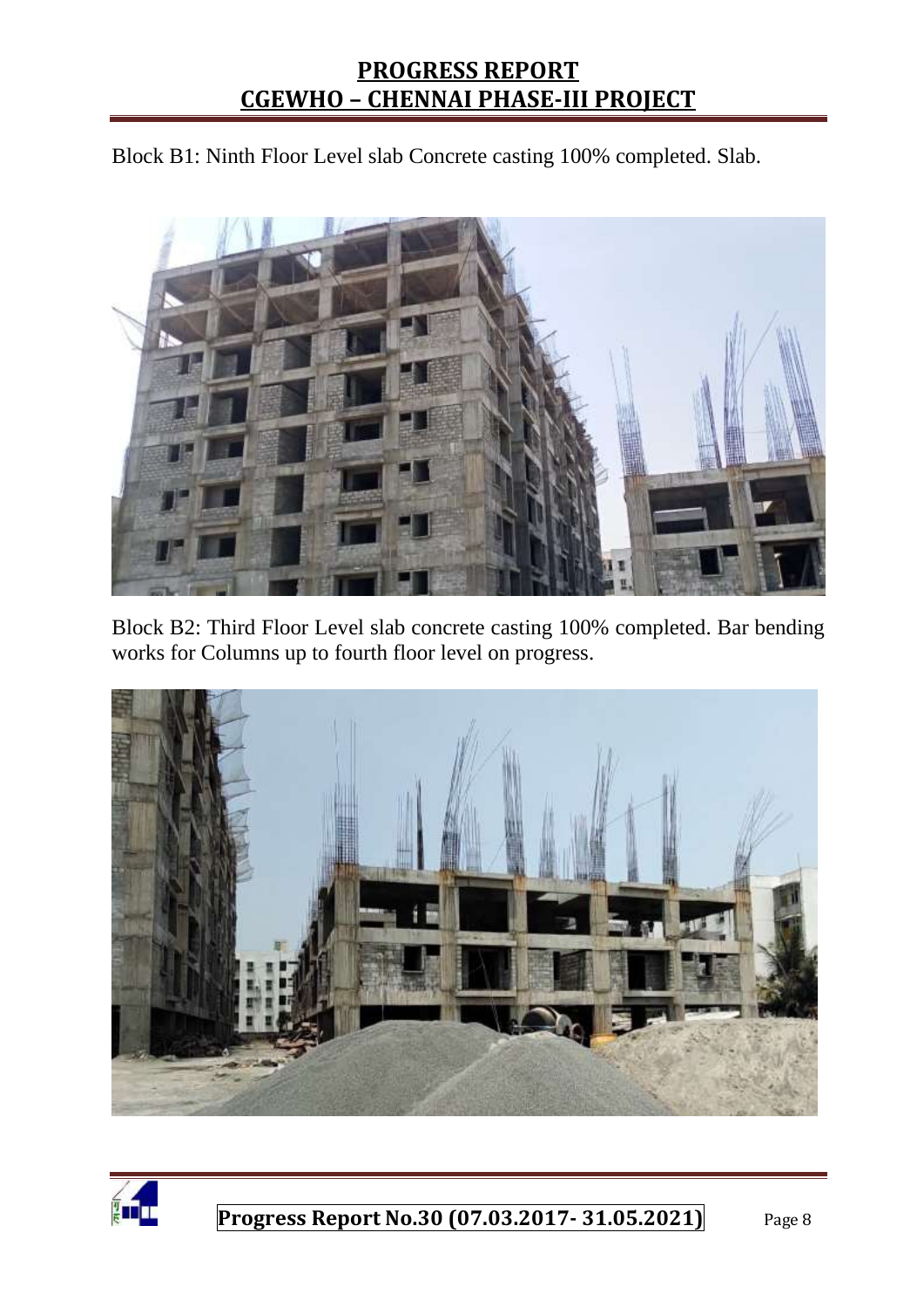Block B1: Ninth Floor Level slab Concrete casting 100% completed. Slab.

Block B2: Third Floor Level slab concrete casting 100% completed. Bar bending works for Columns up to fourth floor level on progress.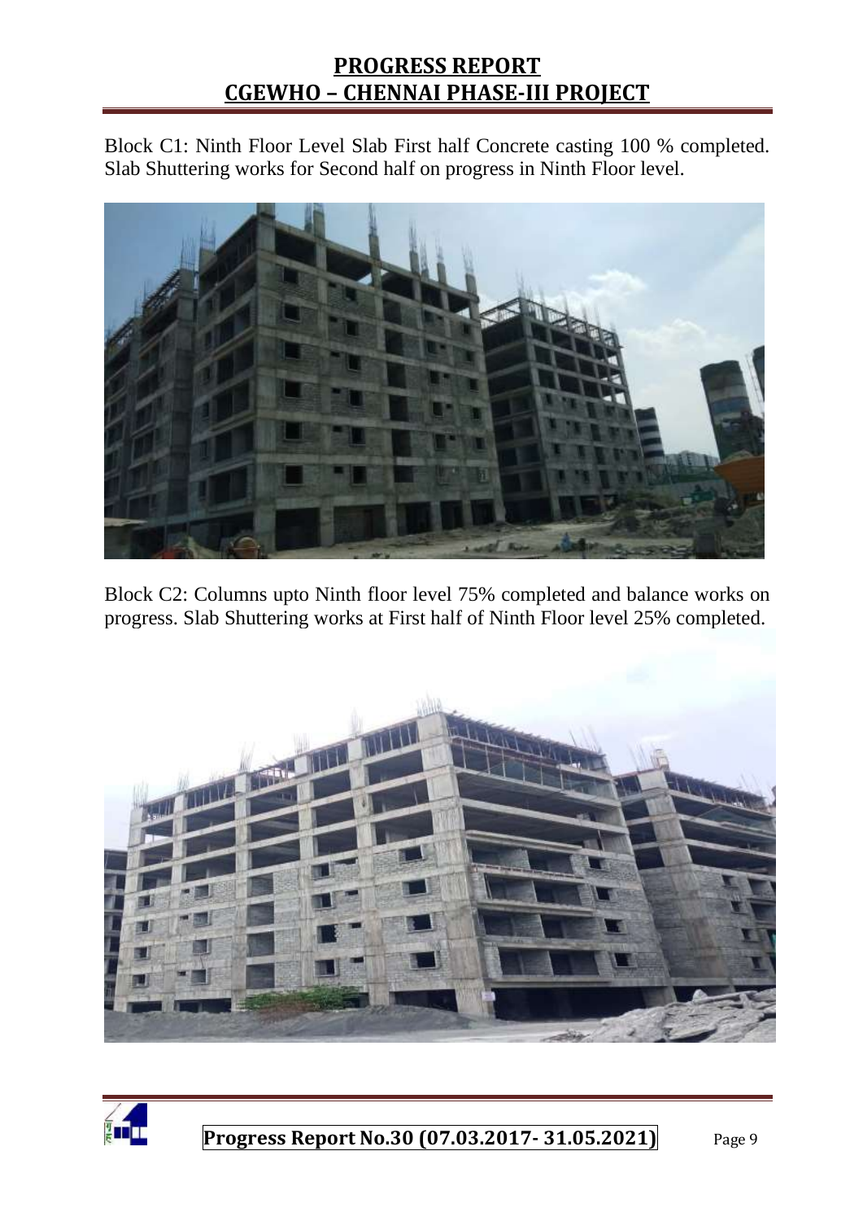Block C1: Ninth Floor Level Slab First half Concrete casting 100 % completed. Slab Shuttering works for Second half on progress in Ninth Floor level.

Block C2: Columns upto Ninth floor level 75% completed and balance works on progress. Slab Shuttering works at First half of Ninth Floor level 25% completed.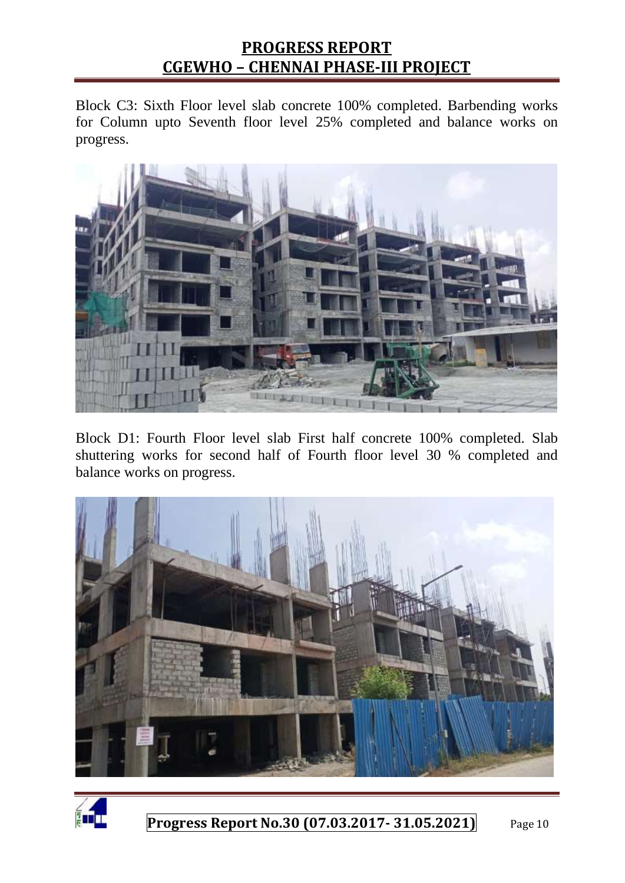Block C3: Sixth Floor level slab concrete 100% completed. Barbending works for Column upto Seventh floor level 25% completed and balance works on progress.

Block D1: Fourth Floor level slab First half concrete 100% completed. Slab shuttering works for second half of Fourth floor level 30 % completed and balance works on progress.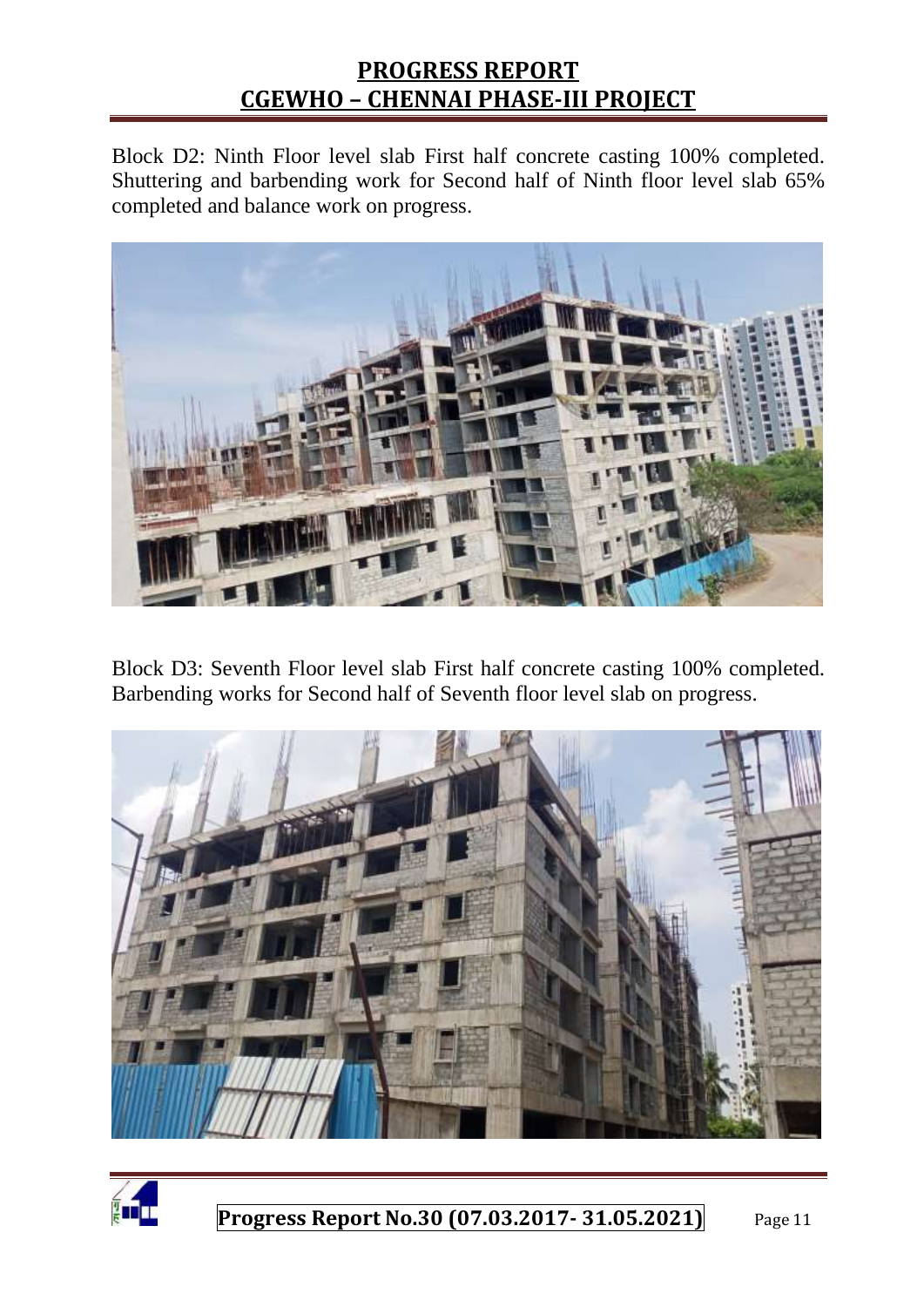Block D2: Ninth Floor level slab First half concrete casting 100% completed. Shuttering and barbending work for Second half of Ninth floor level slab 65% completed and balance work on progress.

Block D3: Seventh Floor level slab First half concrete casting 100% completed. Barbending works for Second half of Seventh floor level slab on progress.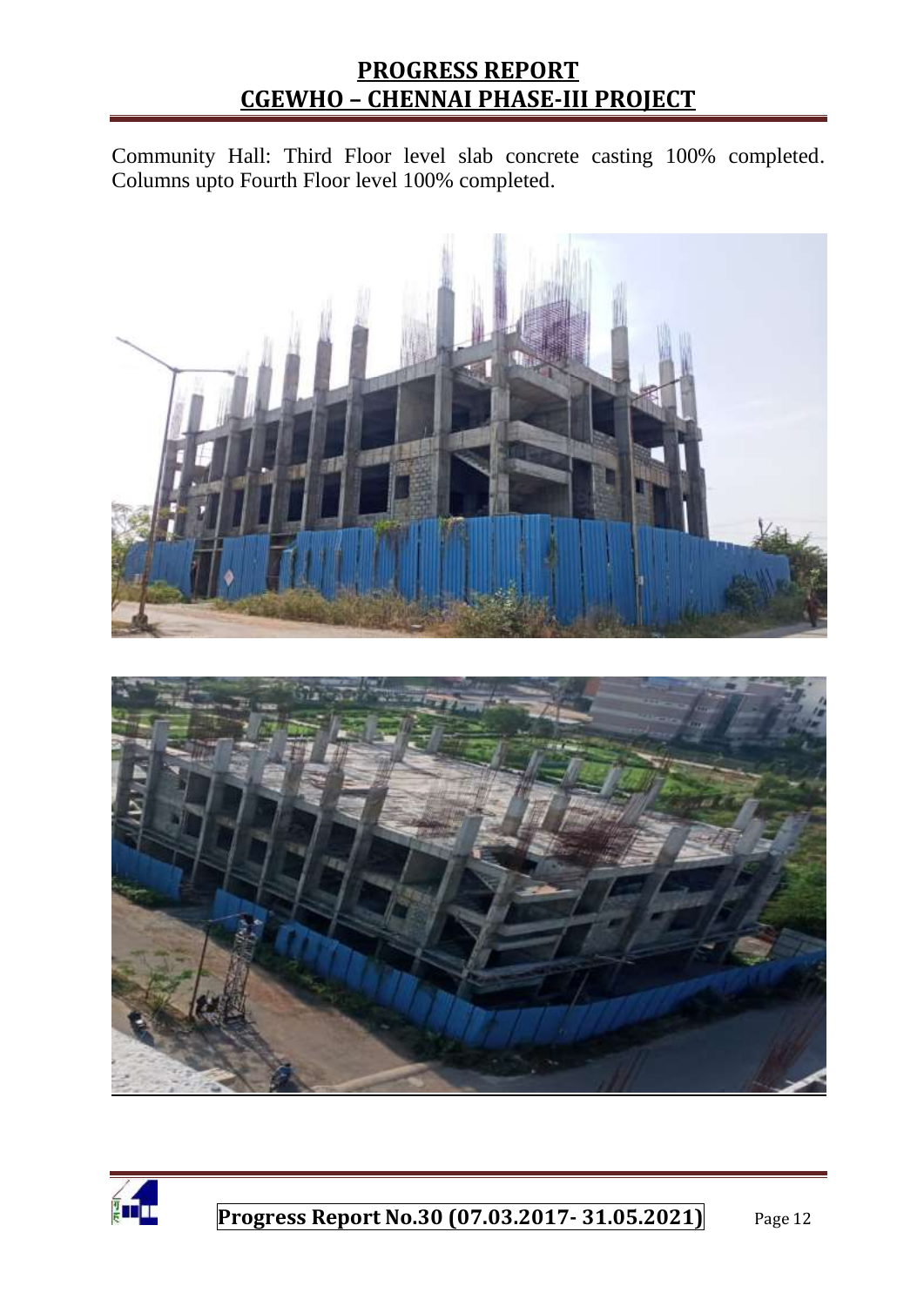Community Hall: Third Floor level slab concrete casting 100% completed. Columns upto Fourth Floor level 100% completed.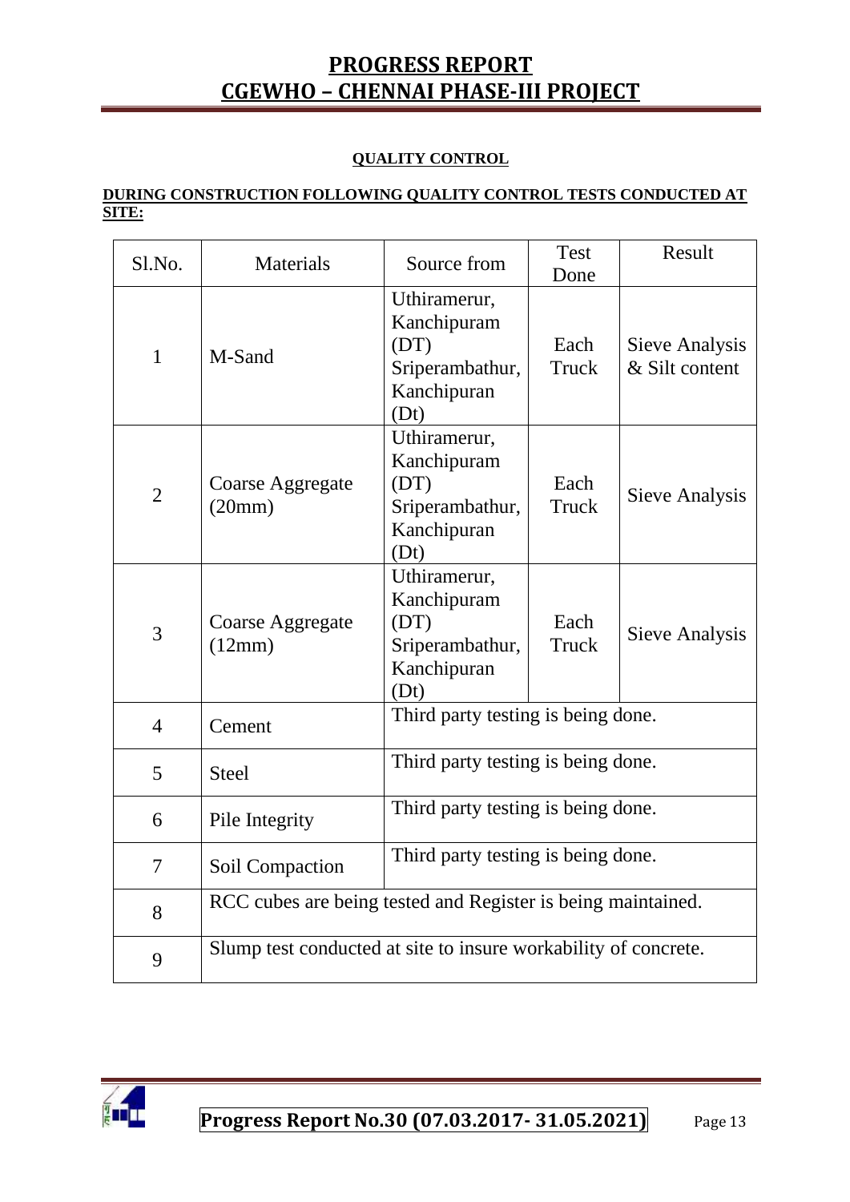## QUALITY CONTROL

**DURING CONSTRUCTION FOLLOWING QUALITY CONTROL TESTS CONDUCTED AT SITE:**

| Sl.No. | Materials | Source from | Test Done | Result |
|---|---|---|---|---|
| 1 | M-Sand | Uthiramerur, Kanchipuram (DT) Sriperambathur, Kanchipuran (Dt) | Each Truck | Sieve Analysis & Silt content |
| 2 | Coarse Aggregate (20mm) | Uthiramerur, Kanchipuram (DT) Sriperambathur, Kanchipuran (Dt) | Each Truck | Sieve Analysis |
| 3 | Coarse Aggregate (12mm) | Uthiramerur, Kanchipuram (DT) Sriperambathur, Kanchipuran (Dt) | Each Truck | Sieve Analysis |
| 4 | Cement | Third party testing is being done. | | |
| 5 | Steel | Third party testing is being done. | | |
| 6 | Pile Integrity | Third party testing is being done. | | |
| 7 | Soil Compaction | Third party testing is being done. | | |
| 8 | RCC cubes are being tested and Register is being maintained. | | | |
| 9 | Slump test conducted at site to insure workability of concrete. | | | |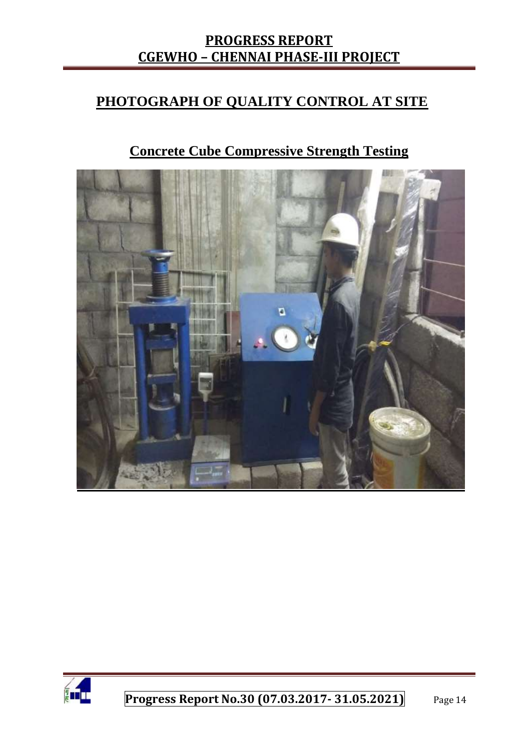# PHOTOGRAPH OF QUALITY CONTROL AT SITE

## Concrete Cube Compressive Strength Testing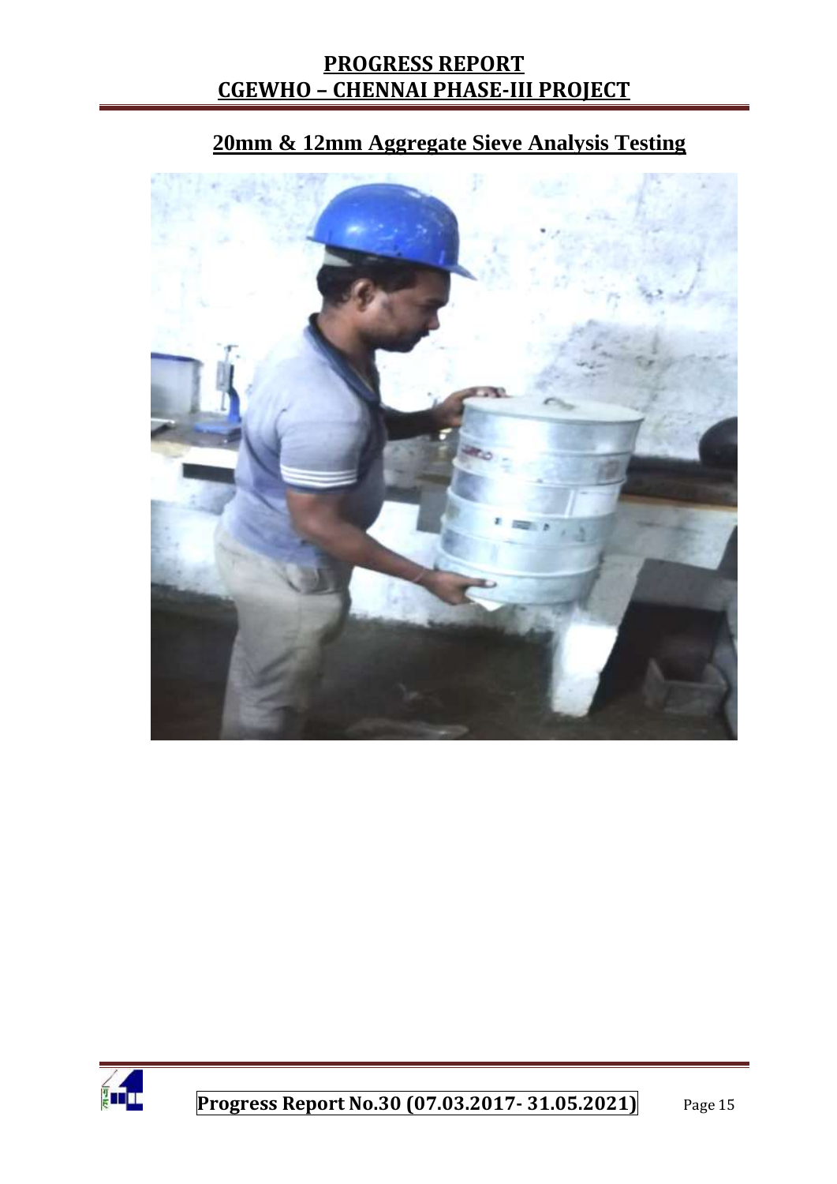## 20mm & 12mm Aggregate Sieve Analysis Testing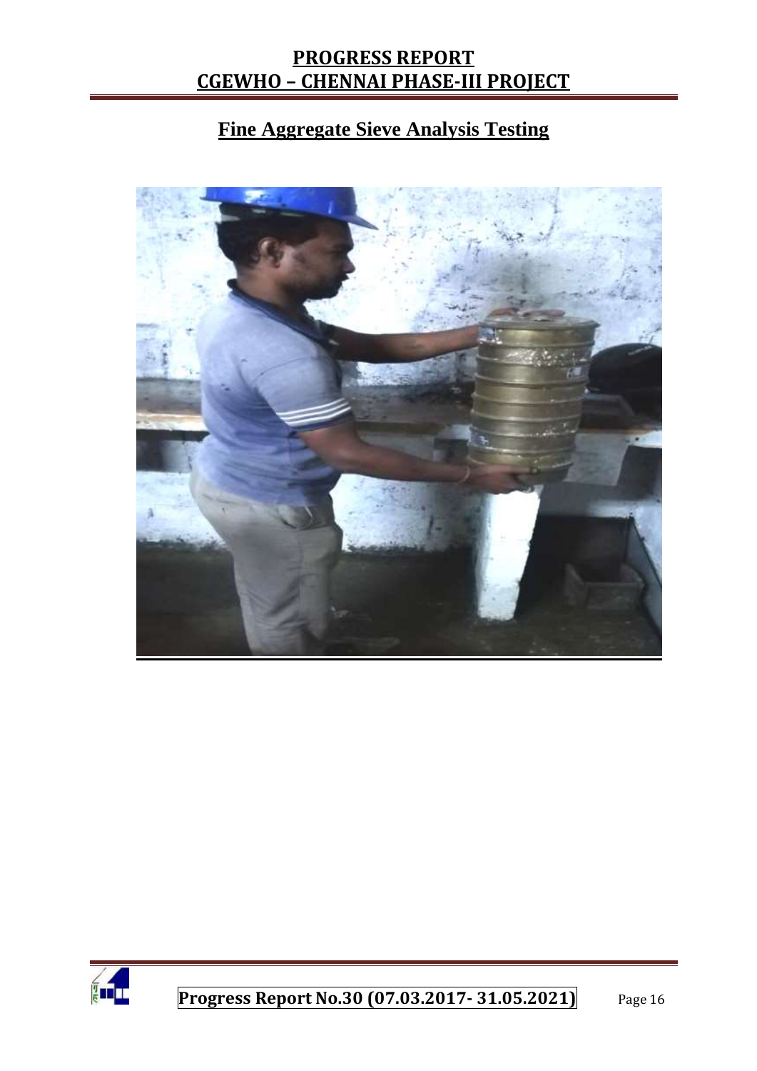## Fine Aggregate Sieve Analysis Testing